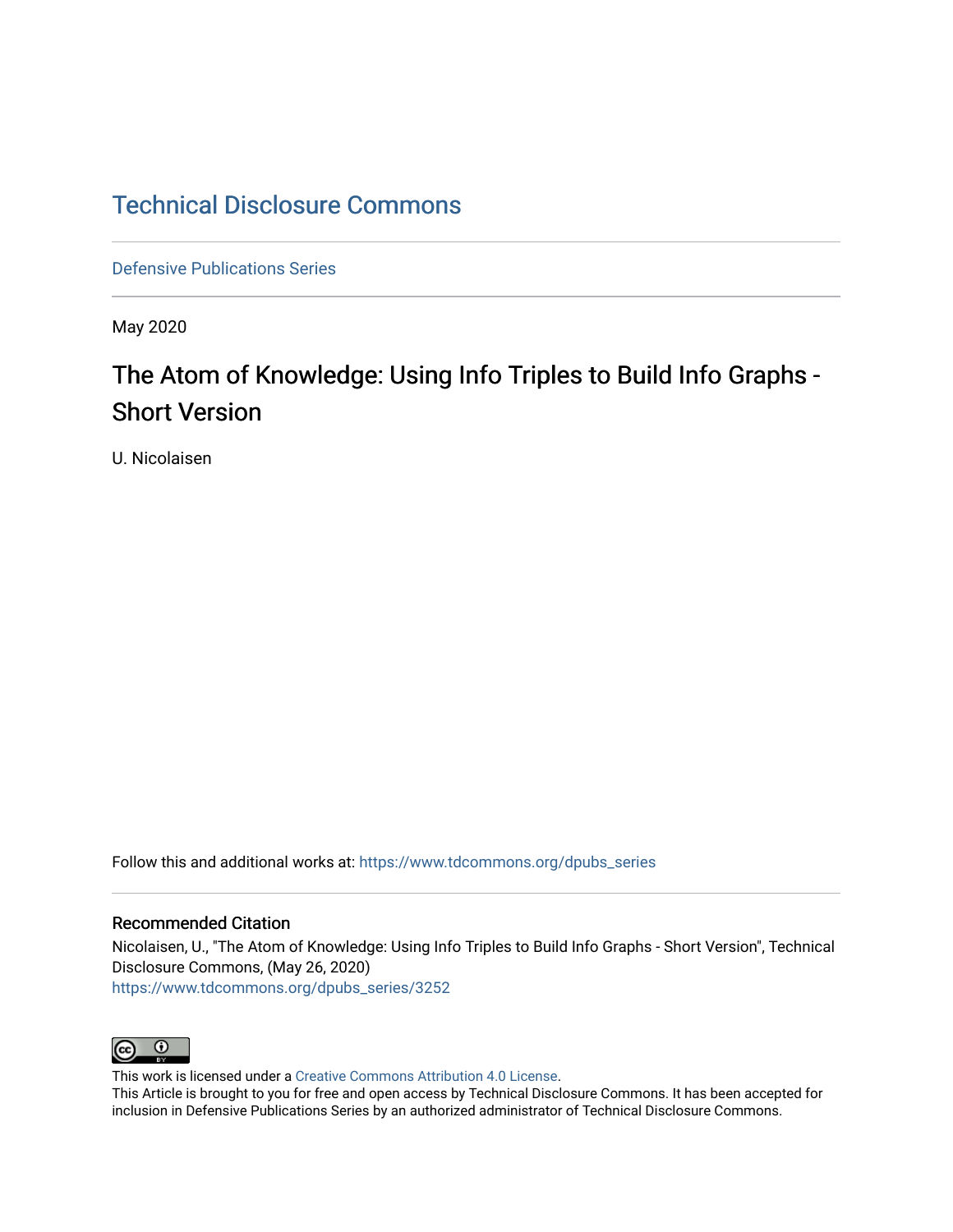# Technical Disclosure Commons

Defensive Publications Series

May 2020

## The Atom of Knowledge: Using Info Triples to Build Info Graphs - Short Version

U. Nicolaisen

Follow this and additional works at: https://www.tdcommons.org/dpubs_series

### Recommended Citation

Nicolaisen, U., "The Atom of Knowledge: Using Info Triples to Build Info Graphs - Short Version", Technical Disclosure Commons, (May 26, 2020)
https://www.tdcommons.org/dpubs_series/3252

This work is licensed under a Creative Commons Attribution 4.0 License.
This Article is brought to you for free and open access by Technical Disclosure Commons. It has been accepted for inclusion in Defensive Publications Series by an authorized administrator of Technical Disclosure Commons.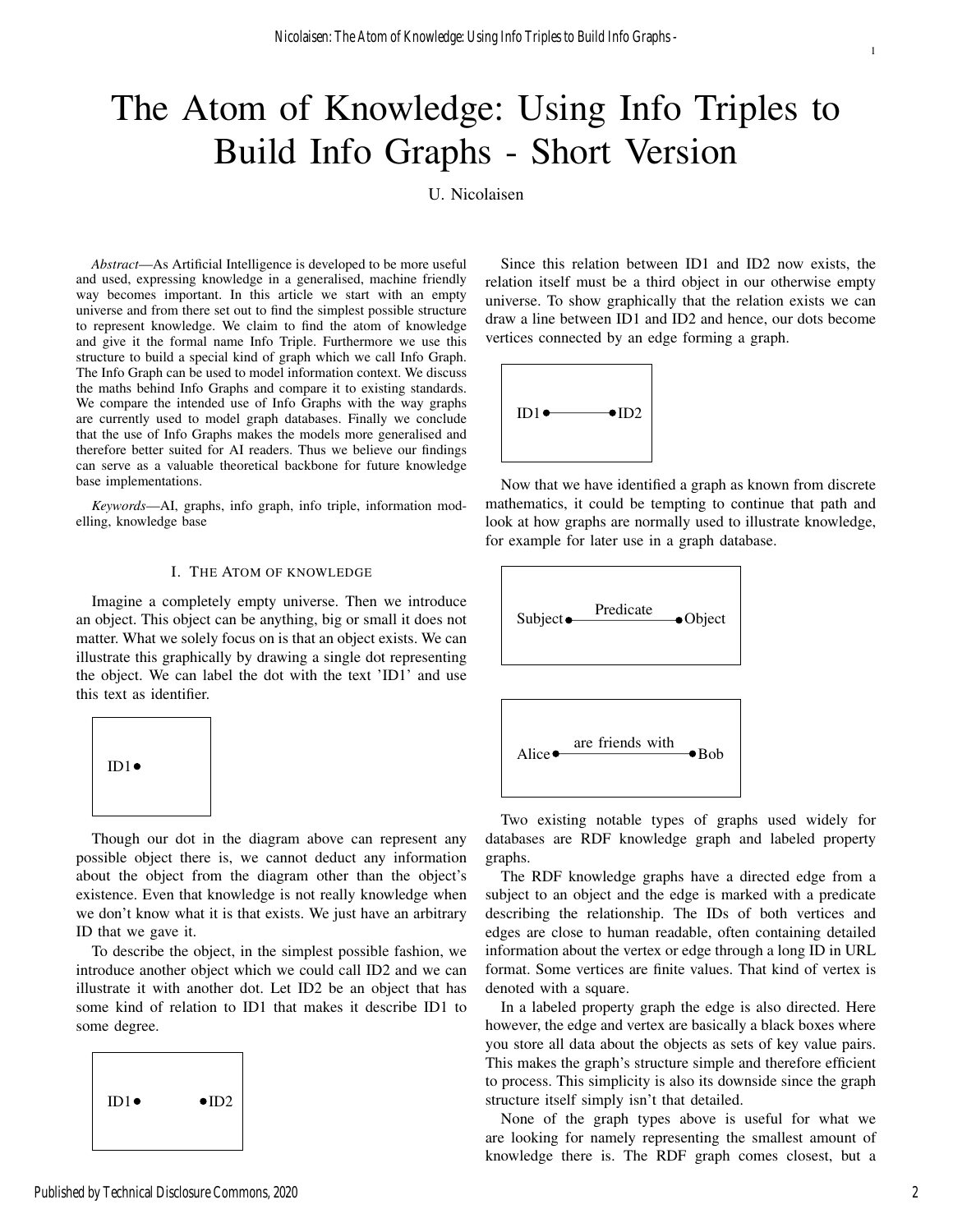# The Atom of Knowledge: Using Info Triples to Build Info Graphs - Short Version

U. Nicolaisen

*Abstract*—As Artificial Intelligence is developed to be more useful and used, expressing knowledge in a generalised, machine friendly way becomes important. In this article we start with an empty universe and from there set out to find the simplest possible structure to represent knowledge. We claim to find the atom of knowledge and give it the formal name Info Triple. Furthermore we use this structure to build a special kind of graph which we call Info Graph. The Info Graph can be used to model information context. We discuss the maths behind Info Graphs and compare it to existing standards. We compare the intended use of Info Graphs with the way graphs are currently used to model graph databases. Finally we conclude that the use of Info Graphs makes the models more generalised and therefore better suited for AI readers. Thus we believe our findings can serve as a valuable theoretical backbone for future knowledge base implementations.

*Keywords*—AI, graphs, info graph, info triple, information modelling, knowledge base

## I. The Atom of knowledge

Imagine a completely empty universe. Then we introduce an object. This object can be anything, big or small it does not matter. What we solely focus on is that an object exists. We can illustrate this graphically by drawing a single dot representing the object. We can label the dot with the text 'ID1' and use this text as identifier.

ID1•

Though our dot in the diagram above can represent any possible object there is, we cannot deduct any information about the object from the diagram other than the object's existence. Even that knowledge is not really knowledge when we don't know what it is that exists. We just have an arbitrary ID that we gave it.

To describe the object, in the simplest possible fashion, we introduce another object which we could call ID2 and we can illustrate it with another dot. Let ID2 be an object that has some kind of relation to ID1 that makes it describe ID1 to some degree.

ID1•     •ID2

Since this relation between ID1 and ID2 now exists, the relation itself must be a third object in our otherwise empty universe. To show graphically that the relation exists we can draw a line between ID1 and ID2 and hence, our dots become vertices connected by an edge forming a graph.

ID1•———•ID2

Now that we have identified a graph as known from discrete mathematics, it could be tempting to continue that path and look at how graphs are normally used to illustrate knowledge, for example for later use in a graph database.

Subject•——Predicate——•Object

Alice•——are friends with——•Bob

Two existing notable types of graphs used widely for databases are RDF knowledge graph and labeled property graphs.

The RDF knowledge graphs have a directed edge from a subject to an object and the edge is marked with a predicate describing the relationship. The IDs of both vertices and edges are close to human readable, often containing detailed information about the vertex or edge through a long ID in URL format. Some vertices are finite values. That kind of vertex is denoted with a square.

In a labeled property graph the edge is also directed. Here however, the edge and vertex are basically a black boxes where you store all data about the objects as sets of key value pairs. This makes the graph's structure simple and therefore efficient to process. This simplicity is also its downside since the graph structure itself simply isn't that detailed.

None of the graph types above is useful for what we are looking for namely representing the smallest amount of knowledge there is. The RDF graph comes closest, but a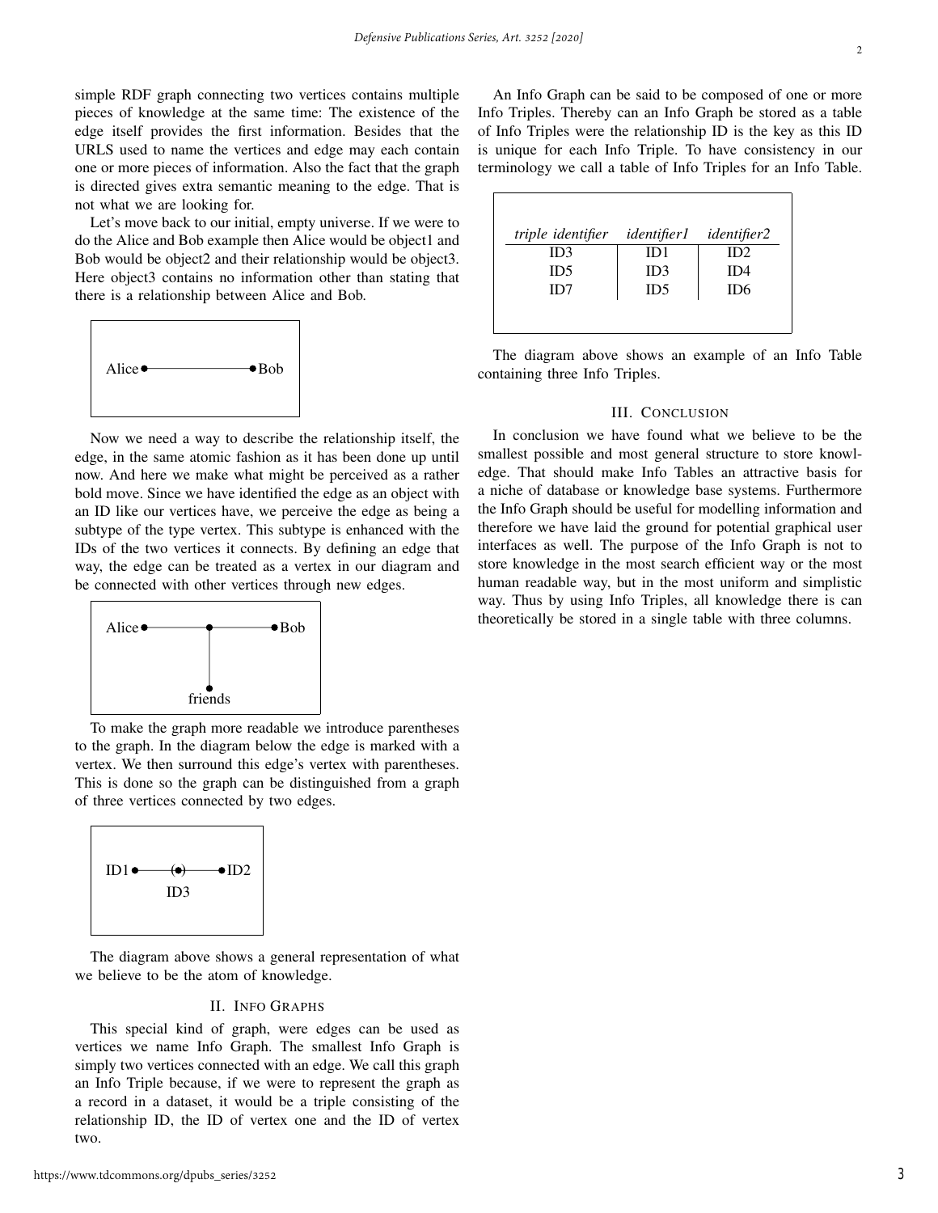simple RDF graph connecting two vertices contains multiple pieces of knowledge at the same time: The existence of the edge itself provides the first information. Besides that the URLS used to name the vertices and edge may each contain one or more pieces of information. Also the fact that the graph is directed gives extra semantic meaning to the edge. That is not what we are looking for.

Let's move back to our initial, empty universe. If we were to do the Alice and Bob example then Alice would be object1 and Bob would be object2 and their relationship would be object3. Here object3 contains no information other than stating that there is a relationship between Alice and Bob.

Alice Bob

Now we need a way to describe the relationship itself, the edge, in the same atomic fashion as it has been done up until now. And here we make what might be perceived as a rather bold move. Since we have identified the edge as an object with an ID like our vertices have, we perceive the edge as being a subtype of the type vertex. This subtype is enhanced with the IDs of the two vertices it connects. By defining an edge that way, the edge can be treated as a vertex in our diagram and be connected with other vertices through new edges.

Alice Bob

friends

To make the graph more readable we introduce parentheses to the graph. In the diagram below the edge is marked with a vertex. We then surround this edge's vertex with parentheses. This is done so the graph can be distinguished from a graph of three vertices connected by two edges.

ID1 ID2

ID3

The diagram above shows a general representation of what we believe to be the atom of knowledge.

## II. Info Graphs

This special kind of graph, were edges can be used as vertices we name Info Graph. The smallest Info Graph is simply two vertices connected with an edge. We call this graph an Info Triple because, if we were to represent the graph as a record in a dataset, it would be a triple consisting of the relationship ID, the ID of vertex one and the ID of vertex two.

An Info Graph can be said to be composed of one or more Info Triples. Thereby can an Info Graph be stored as a table of Info Triples were the relationship ID is the key as this ID is unique for each Info Triple. To have consistency in our terminology we call a table of Info Triples for an Info Table.

| *triple identifier* | *identifier1* | *identifier2* |
|---|---|---|
| ID3 | ID1 | ID2 |
| ID5 | ID3 | ID4 |
| ID7 | ID5 | ID6 |

The diagram above shows an example of an Info Table containing three Info Triples.

## III. Conclusion

In conclusion we have found what we believe to be the smallest possible and most general structure to store knowledge. That should make Info Tables an attractive basis for a niche of database or knowledge base systems. Furthermore the Info Graph should be useful for modelling information and therefore we have laid the ground for potential graphical user interfaces as well. The purpose of the Info Graph is not to store knowledge in the most search efficient way or the most human readable way, but in the most uniform and simplistic way. Thus by using Info Triples, all knowledge there is can theoretically be stored in a single table with three columns.